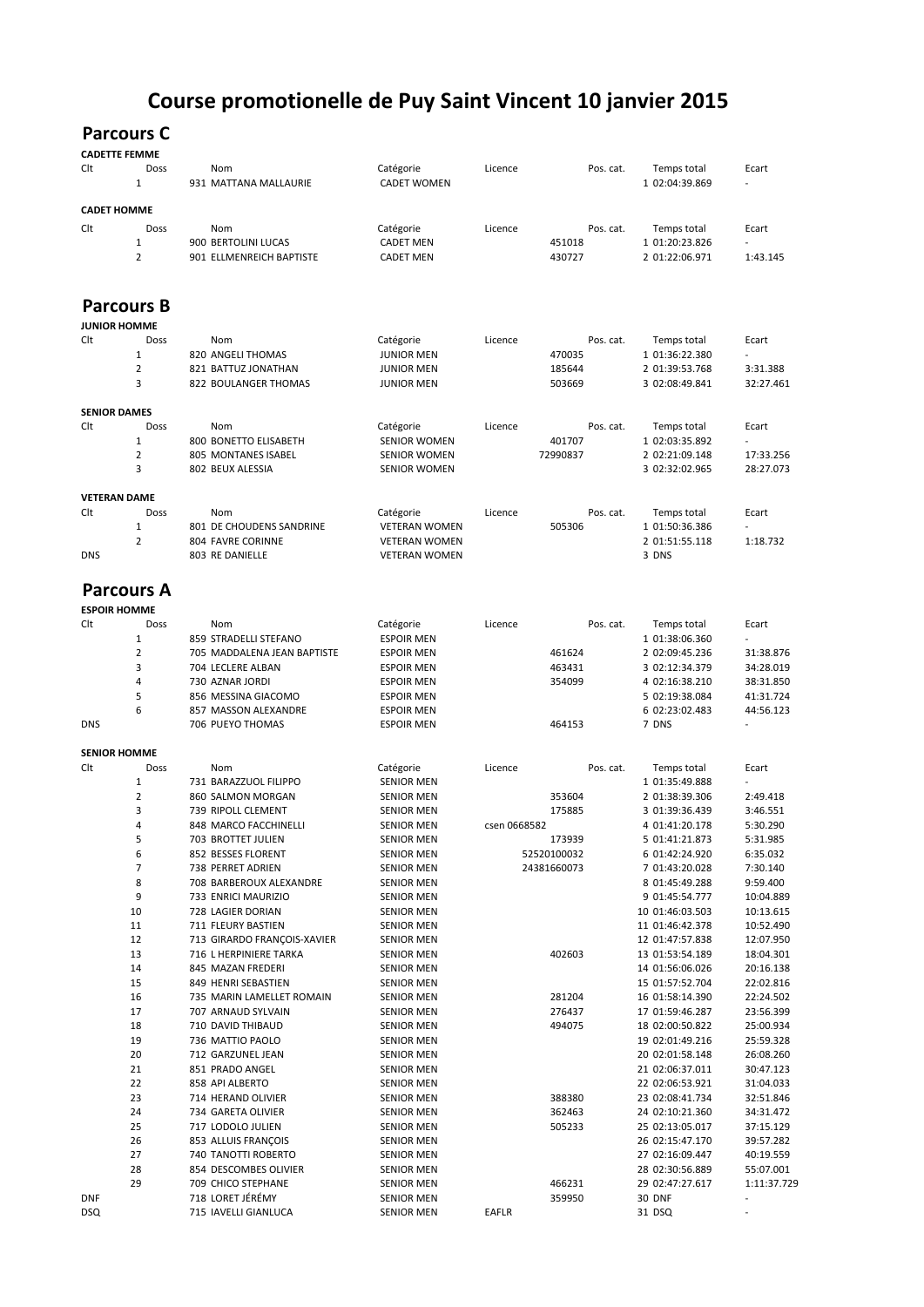# Course promotionelle de Puy Saint Vincent 10 janvier 2015

## Parcours C

### CADETTE FEMME

| Clt | Doss | Nom | Catégorie | Licence | Pos. cat. | Temps total | Ecart |
|---|---|---|---|---|---|---|---|
| 1 | 931 | MATTANA MALLAURIE | CADET WOMEN | | 1 | 02:04:39.869 | - |

### CADET HOMME

| Clt | Doss | Nom | Catégorie | Licence | Pos. cat. | Temps total | Ecart |
|---|---|---|---|---|---|---|---|
| 1 | 900 | BERTOLINI LUCAS | CADET MEN | 451018 | 1 | 01:20:23.826 | - |
| 2 | 901 | ELLMENREICH BAPTISTE | CADET MEN | 430727 | 2 | 01:22:06.971 | 1:43.145 |

## Parcours B

### JUNIOR HOMME

| Clt | Doss | Nom | Catégorie | Licence | Pos. cat. | Temps total | Ecart |
|---|---|---|---|---|---|---|---|
| 1 | 820 | ANGELI THOMAS | JUNIOR MEN | 470035 | 1 | 01:36:22.380 | - |
| 2 | 821 | BATTUZ JONATHAN | JUNIOR MEN | 185644 | 2 | 01:39:53.768 | 3:31.388 |
| 3 | 822 | BOULANGER THOMAS | JUNIOR MEN | 503669 | 3 | 02:08:49.841 | 32:27.461 |

### SENIOR DAMES

| Clt | Doss | Nom | Catégorie | Licence | Pos. cat. | Temps total | Ecart |
|---|---|---|---|---|---|---|---|
| 1 | 800 | BONETTO ELISABETH | SENIOR WOMEN | 401707 | 1 | 02:03:35.892 | - |
| 2 | 805 | MONTANES ISABEL | SENIOR WOMEN | 72990837 | 2 | 02:21:09.148 | 17:33.256 |
| 3 | 802 | BEUX ALESSIA | SENIOR WOMEN | | 3 | 02:32:02.965 | 28:27.073 |

### VETERAN DAME

| Clt | Doss | Nom | Catégorie | Licence | Pos. cat. | Temps total | Ecart |
|---|---|---|---|---|---|---|---|
| 1 | 801 | DE CHOUDENS SANDRINE | VETERAN WOMEN | 505306 | 1 | 01:50:36.386 | - |
| 2 | 804 | FAVRE CORINNE | VETERAN WOMEN | | 2 | 01:51:55.118 | 1:18.732 |
| DNS | 803 | RE DANIELLE | VETERAN WOMEN | | 3 | DNS | |

## Parcours A

### ESPOIR HOMME

| Clt | Doss | Nom | Catégorie | Licence | Pos. cat. | Temps total | Ecart |
|---|---|---|---|---|---|---|---|
| 1 | 859 | STRADELLI STEFANO | ESPOIR MEN | | 1 | 01:38:06.360 | - |
| 2 | 705 | MADDALENA JEAN BAPTISTE | ESPOIR MEN | 461624 | 2 | 02:09:45.236 | 31:38.876 |
| 3 | 704 | LECLERE ALBAN | ESPOIR MEN | 463431 | 3 | 02:12:34.379 | 34:28.019 |
| 4 | 730 | AZNAR JORDI | ESPOIR MEN | 354099 | 4 | 02:16:38.210 | 38:31.850 |
| 5 | 856 | MESSINA GIACOMO | ESPOIR MEN | | 5 | 02:19:38.084 | 41:31.724 |
| 6 | 857 | MASSON ALEXANDRE | ESPOIR MEN | | 6 | 02:23:02.483 | 44:56.123 |
| DNS | 706 | PUEYO THOMAS | ESPOIR MEN | 464153 | 7 | DNS | - |

### SENIOR HOMME

| Clt | Doss | Nom | Catégorie | Licence | Pos. cat. | Temps total | Ecart |
|---|---|---|---|---|---|---|---|
| 1 | 731 | BARAZZUOL FILIPPO | SENIOR MEN | | 1 | 01:35:49.888 | - |
| 2 | 860 | SALMON MORGAN | SENIOR MEN | 353604 | 2 | 01:38:39.306 | 2:49.418 |
| 3 | 739 | RIPOLL CLEMENT | SENIOR MEN | 175885 | 3 | 01:39:36.439 | 3:46.551 |
| 4 | 848 | MARCO FACCHINELLI | SENIOR MEN | csen 0668582 | 4 | 01:41:20.178 | 5:30.290 |
| 5 | 703 | BROTTET JULIEN | SENIOR MEN | 173939 | 5 | 01:41:21.873 | 5:31.985 |
| 6 | 852 | BESSES FLORENT | SENIOR MEN | 52520100032 | 6 | 01:42:24.920 | 6:35.032 |
| 7 | 738 | PERRET ADRIEN | SENIOR MEN | 24381660073 | 7 | 01:43:20.028 | 7:30.140 |
| 8 | 708 | BARBEROUX ALEXANDRE | SENIOR MEN | | 8 | 01:45:49.288 | 9:59.400 |
| 9 | 733 | ENRICI MAURIZIO | SENIOR MEN | | 9 | 01:45:54.777 | 10:04.889 |
| 10 | 728 | LAGIER DORIAN | SENIOR MEN | | 10 | 01:46:03.503 | 10:13.615 |
| 11 | 711 | FLEURY BASTIEN | SENIOR MEN | | 11 | 01:46:42.378 | 10:52.490 |
| 12 | 713 | GIRARDO FRANÇOIS-XAVIER | SENIOR MEN | | 12 | 01:47:57.838 | 12:07.950 |
| 13 | 716 | L HERPINIERE TARKA | SENIOR MEN | 402603 | 13 | 01:53:54.189 | 18:04.301 |
| 14 | 845 | MAZAN FREDERI | SENIOR MEN | | 14 | 01:56:06.026 | 20:16.138 |
| 15 | 849 | HENRI SEBASTIEN | SENIOR MEN | | 15 | 01:57:52.704 | 22:02.816 |
| 16 | 735 | MARIN LAMELLET ROMAIN | SENIOR MEN | 281204 | 16 | 01:58:14.390 | 22:24.502 |
| 17 | 707 | ARNAUD SYLVAIN | SENIOR MEN | 276437 | 17 | 01:59:46.287 | 23:56.399 |
| 18 | 710 | DAVID THIBAUD | SENIOR MEN | 494075 | 18 | 02:00:50.822 | 25:00.934 |
| 19 | 736 | MATTIO PAOLO | SENIOR MEN | | 19 | 02:01:49.216 | 25:59.328 |
| 20 | 712 | GARZUNEL JEAN | SENIOR MEN | | 20 | 02:01:58.148 | 26:08.260 |
| 21 | 851 | PRADO ANGEL | SENIOR MEN | | 21 | 02:06:37.011 | 30:47.123 |
| 22 | 858 | API ALBERTO | SENIOR MEN | | 22 | 02:06:53.921 | 31:04.033 |
| 23 | 714 | HERAND OLIVIER | SENIOR MEN | 388380 | 23 | 02:08:41.734 | 32:51.846 |
| 24 | 734 | GARETA OLIVIER | SENIOR MEN | 362463 | 24 | 02:10:21.360 | 34:31.472 |
| 25 | 717 | LODOLO JULIEN | SENIOR MEN | 505233 | 25 | 02:13:05.017 | 37:15.129 |
| 26 | 853 | ALLUIS FRANÇOIS | SENIOR MEN | | 26 | 02:15:47.170 | 39:57.282 |
| 27 | 740 | TANOTTI ROBERTO | SENIOR MEN | | 27 | 02:16:09.447 | 40:19.559 |
| 28 | 854 | DESCOMBES OLIVIER | SENIOR MEN | | 28 | 02:30:56.889 | 55:07.001 |
| 29 | 709 | CHICO STEPHANE | SENIOR MEN | 466231 | 29 | 02:47:27.617 | 1:11:37.729 |
| DNF | 718 | LORET JÉRÉMY | SENIOR MEN | 359950 | 30 | DNF | - |
| DSQ | 715 | IAVELLI GIANLUCA | SENIOR MEN | EAFLR | 31 | DSQ | - |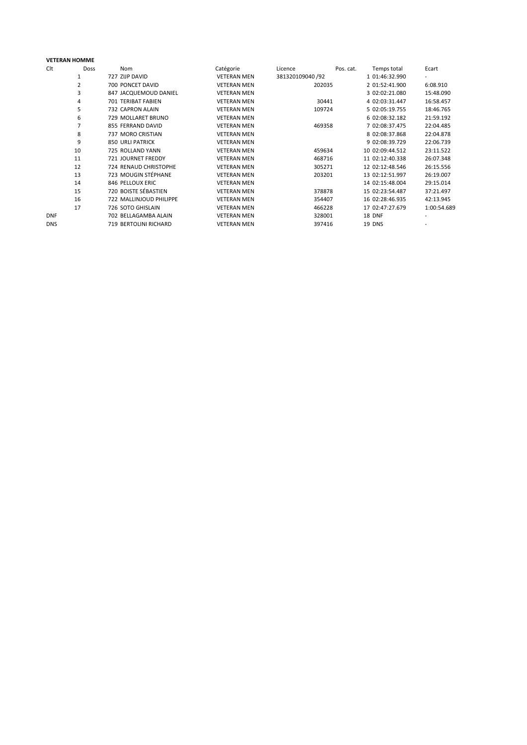**VETERAN HOMME**

| Clt | Doss | Nom | Catégorie | Licence | Pos. cat. | Temps total | Ecart |
|---|---|---|---|---|---|---|---|
| 1 | 727 | ZIJP DAVID | VETERAN MEN | 381320109040 /92 | 1 | 01:46:32.990 | - |
| 2 | 700 | PONCET DAVID | VETERAN MEN | 202035 | 2 | 01:52:41.900 | 6:08.910 |
| 3 | 847 | JACQUEMOUD DANIEL | VETERAN MEN | | 3 | 02:02:21.080 | 15:48.090 |
| 4 | 701 | TERIBAT FABIEN | VETERAN MEN | 30441 | 4 | 02:03:31.447 | 16:58.457 |
| 5 | 732 | CAPRON ALAIN | VETERAN MEN | 109724 | 5 | 02:05:19.755 | 18:46.765 |
| 6 | 729 | MOLLARET BRUNO | VETERAN MEN | | 6 | 02:08:32.182 | 21:59.192 |
| 7 | 855 | FERRAND DAVID | VETERAN MEN | 469358 | 7 | 02:08:37.475 | 22:04.485 |
| 8 | 737 | MORO CRISTIAN | VETERAN MEN | | 8 | 02:08:37.868 | 22:04.878 |
| 9 | 850 | URLI PATRICK | VETERAN MEN | | 9 | 02:08:39.729 | 22:06.739 |
| 10 | 725 | ROLLAND YANN | VETERAN MEN | 459634 | 10 | 02:09:44.512 | 23:11.522 |
| 11 | 721 | JOURNET FREDDY | VETERAN MEN | 468716 | 11 | 02:12:40.338 | 26:07.348 |
| 12 | 724 | RENAUD CHRISTOPHE | VETERAN MEN | 305271 | 12 | 02:12:48.546 | 26:15.556 |
| 13 | 723 | MOUGIN STÉPHANE | VETERAN MEN | 203201 | 13 | 02:12:51.997 | 26:19.007 |
| 14 | 846 | PELLOUX ERIC | VETERAN MEN | | 14 | 02:15:48.004 | 29:15.014 |
| 15 | 720 | BOISTE SÉBASTIEN | VETERAN MEN | 378878 | 15 | 02:23:54.487 | 37:21.497 |
| 16 | 722 | MALLINJOUD PHILIPPE | VETERAN MEN | 354407 | 16 | 02:28:46.935 | 42:13.945 |
| 17 | 726 | SOTO GHISLAIN | VETERAN MEN | 466228 | 17 | 02:47:27.679 | 1:00:54.689 |
| DNF | 702 | BELLAGAMBA ALAIN | VETERAN MEN | 328001 | 18 | DNF | - |
| DNS | 719 | BERTOLINI RICHARD | VETERAN MEN | 397416 | 19 | DNS | - |